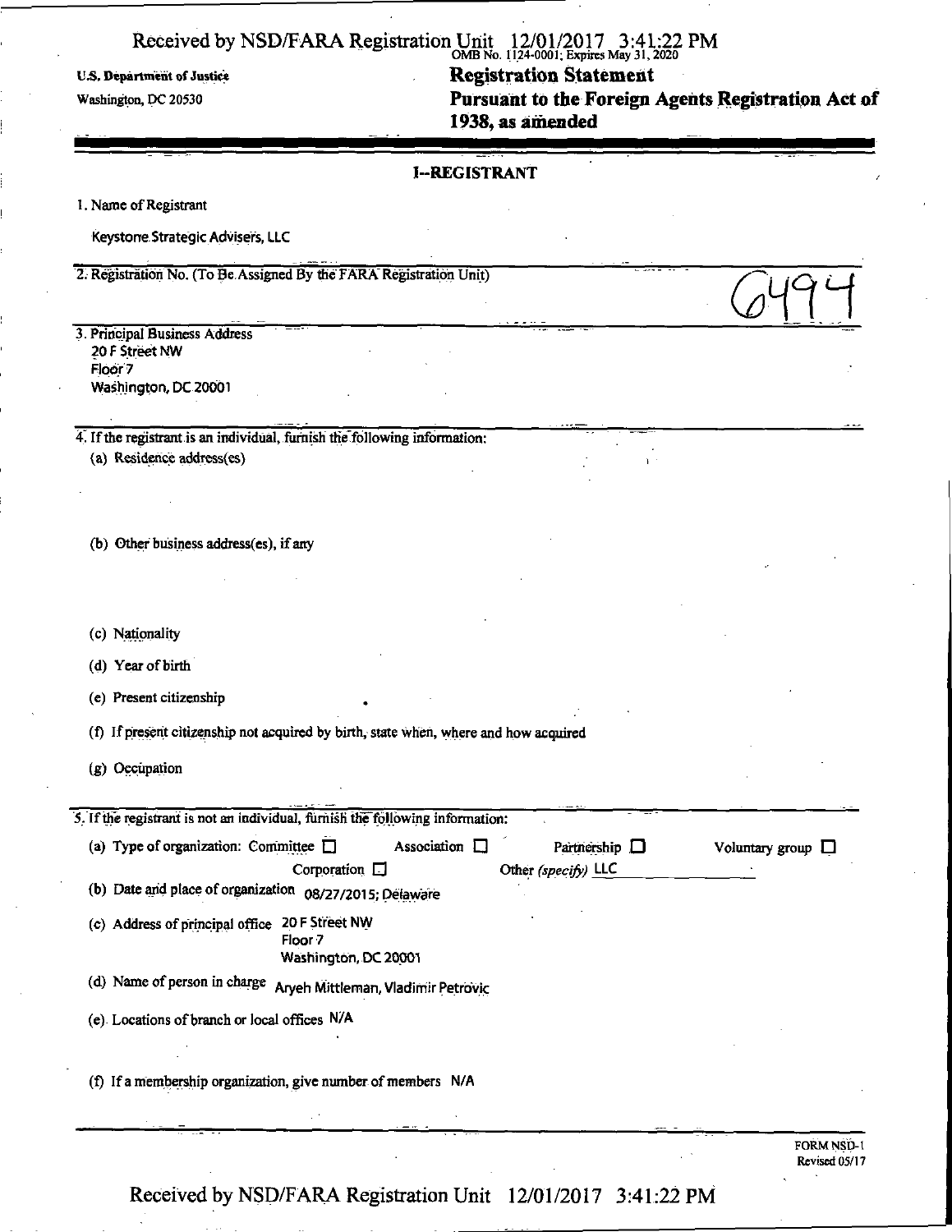U.S. Department of Justice

Washington, DC 20530

OMB No. 1124-0001; Expires May 31, 2020

# Registration Statement

# Pursuant to the Foreign Agents Registration Act of 1938, as amended

## I--REGISTRANT

1. Name of Registrant

Keystone Strategic Advisers, LLC

2. Registration No. (To Be Assigned By the FARA Registration Unit)

6494

3. Principal Business Address

20 F Street NW
Floor 7
Washington, DC 20001

4. If the registrant is an individual, furnish the following information:

(a) Residence address(es)

(b) Other business address(es), if any

(c) Nationality

(d) Year of birth

(e) Present citizenship

(f) If present citizenship not acquired by birth, state when, where and how acquired

(g) Occupation

5. If the registrant is not an individual, furnish the following information:

(a) Type of organization: Committee ☐ Association ☐ Partnership ☐ Voluntary group ☐ Corporation ☐ Other *(specify)* LLC

(b) Date and place of organization 08/27/2015; Delaware

(c) Address of principal office 20 F Street NW
Floor 7
Washington, DC 20001

(d) Name of person in charge Aryeh Mittleman, Vladimir Petrovic

(e) Locations of branch or local offices N/A

(f) If a membership organization, give number of members N/A

FORM NSD-1
Revised 05/17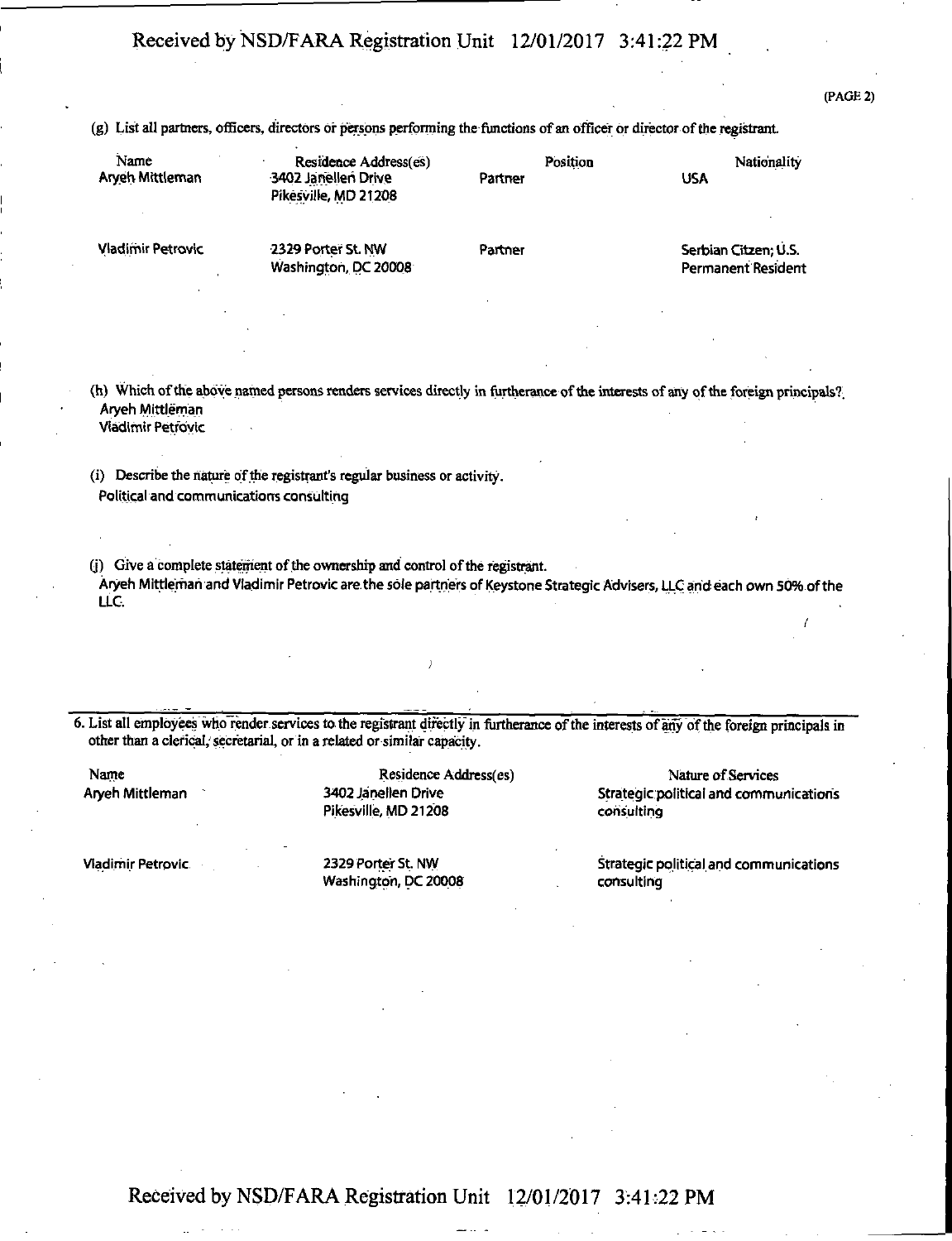(PAGE 2)

(g) List all partners, officers, directors or persons performing the functions of an officer or director of the registrant.

| Name | Residence Address(es) | Position | Nationality |
|---|---|---|---|
| Aryeh Mittleman | 3402 Janellen Drive Pikesville, MD 21208 | Partner | USA |
| Vladimir Petrovic | 2329 Porter St. NW Washington, DC 20008 | Partner | Serbian Citzen; U.S. Permanent Resident |

(h) Which of the above named persons renders services directly in furtherance of the interests of any of the foreign principals?
Aryeh Mittleman
Vladimir Petrovic

(i) Describe the nature of the registrant's regular business or activity.
Political and communications consulting

(j) Give a complete statement of the ownership and control of the registrant.
Aryeh Mittleman and Vladimir Petrovic are the sole partners of Keystone Strategic Advisers, LLC and each own 50% of the LLC.

6. List all employees who render services to the registrant directly in furtherance of the interests of any of the foreign principals in other than a clerical, secretarial, or in a related or similar capacity.

| Name | Residence Address(es) | Nature of Services |
|---|---|---|
| Aryeh Mittleman | 3402 Janellen Drive Pikesville, MD 21208 | Strategic political and communications consulting |
| Vladimir Petrovic | 2329 Porter St. NW Washington, DC 20008 | Strategic political and communications consulting |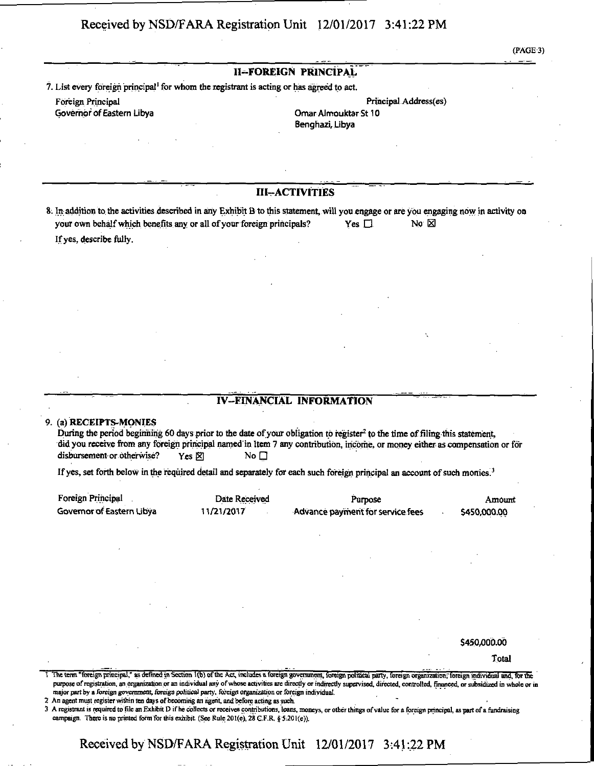## II--FOREIGN PRINCIPAL

7. List every foreign principal[1] for whom the registrant is acting or has agreed to act.

| Foreign Principal | Principal Address(es) |
|---|---|
| Governor of Eastern Libya | Omar Almouktar St 10 Benghazi, Libya |

## III--ACTIVITIES

8. In addition to the activities described in any Exhibit B to this statement, will you engage or are you engaging now in activity on your own behalf which benefits any or all of your foreign principals? Yes ☐ No ☒

If yes, describe fully.

## IV--FINANCIAL INFORMATION

9. (a) **RECEIPTS-MONIES**

During the period beginning 60 days prior to the date of your obligation to register[2] to the time of filing this statement, did you receive from any foreign principal named in Item 7 any contribution, income, or money either as compensation or for disbursement or otherwise? Yes ☒ No ☐

If yes, set forth below in the required detail and separately for each such foreign principal an account of such monies.[3]

| Foreign Principal | Date Received | Purpose | Amount |
|---|---|---|---|
| Governor of Eastern Libya | 11/21/2017 | Advance payment for service fees | $450,000.00 |
| | | | $450,000.00 Total |

1 The term "foreign principal," as defined in Section 1(b) of the Act, includes a foreign government, foreign political party, foreign organization, foreign individual and, for the purpose of registration, an organization or an individual any of whose activities are directly or indirectly supervised, directed, controlled, financed, or subsidized in whole or in major part by a foreign government, foreign political party, foreign organization or foreign individual.

2 An agent must register within ten days of becoming an agent, and before acting as such.

3 A registrant is required to file an Exhibit D if he collects or receives contributions, loans, moneys, or other things of value for a foreign principal, as part of a fundraising campaign. There is no printed form for this exhibit. (See Rule 201(e), 28 C.F.R. § 5.201(e)).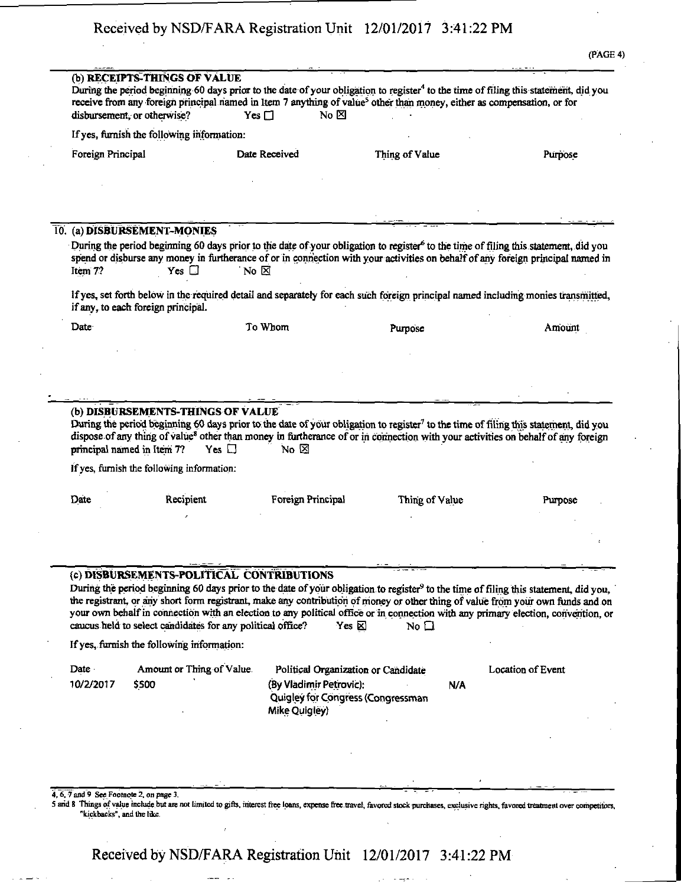(PAGE 4)

**(b) RECEIPTS-THINGS OF VALUE**

During the period beginning 60 days prior to the date of your obligation to register[4] to the time of filing this statement, did you receive from any foreign principal named in Item 7 anything of value[5] other than money, either as compensation, or for disbursement, or otherwise? Yes ☐ No ☒

If yes, furnish the following information:

| Foreign Principal | Date Received | Thing of Value | Purpose |
| --- | --- | --- | --- |
| | | | |

10. **(a) DISBURSEMENT-MONIES**

During the period beginning 60 days prior to the date of your obligation to register[6] to the time of filing this statement, did you spend or disburse any money in furtherance of or in connection with your activities on behalf of any foreign principal named in Item 7? Yes ☐ No ☒

If yes, set forth below in the required detail and separately for each such foreign principal named including monies transmitted, if any, to each foreign principal.

| Date | To Whom | Purpose | Amount |
| --- | --- | --- | --- |
| | | | |

**(b) DISBURSEMENTS-THINGS OF VALUE**

During the period beginning 60 days prior to the date of your obligation to register[7] to the time of filing this statement, did you dispose of any thing of value[8] other than money in furtherance of or in connection with your activities on behalf of any foreign principal named in Item 7? Yes ☐ No ☒

If yes, furnish the following information:

| Date | Recipient | Foreign Principal | Thing of Value | Purpose |
| --- | --- | --- | --- | --- |
| | | | | |

**(c) DISBURSEMENTS-POLITICAL CONTRIBUTIONS**

During the period beginning 60 days prior to the date of your obligation to register[9] to the time of filing this statement, did you, the registrant, or any short form registrant, make any contribution of money or other thing of value from your own funds and on your own behalf in connection with an election to any political office or in connection with any primary election, convention, or caucus held to select candidates for any political office? Yes ☒ No ☐

If yes, furnish the following information:

| Date | Amount or Thing of Value | Political Organization or Candidate | Location of Event |
| --- | --- | --- | --- |
| 10/2/2017 | $500 | (By Vladimir Petrovic): Quigley for Congress (Congressman Mike Quigley) | N/A |

4, 6, 7 and 9 See Footnote 2, on page 3.

5 and 8 Things of value include but are not limited to gifts, interest free loans, expense free travel, favored stock purchases, exclusive rights, favored treatment over competitors, "kickbacks", and the like.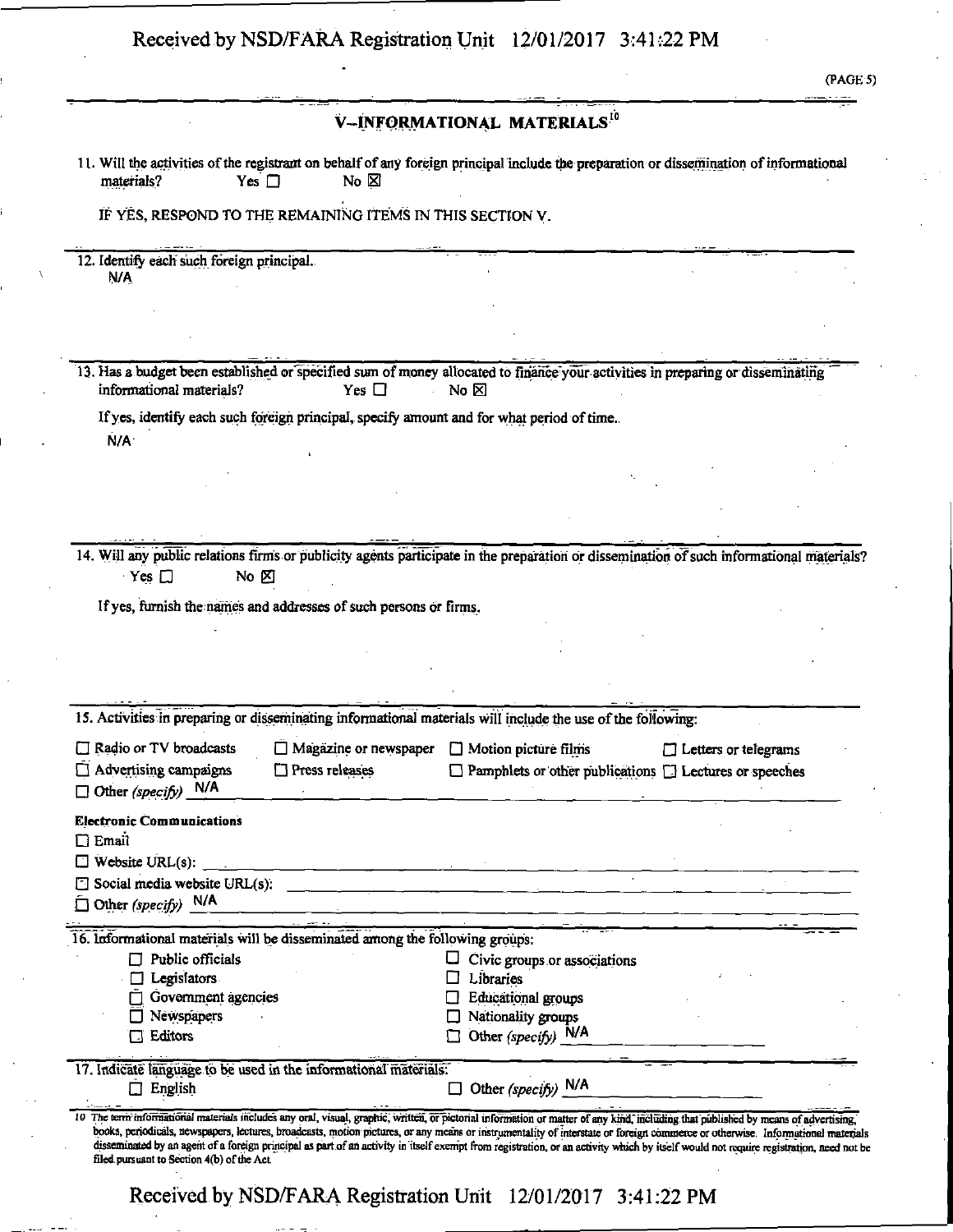## V--INFORMATIONAL MATERIALS[10]

11. Will the activities of the registrant on behalf of any foreign principal include the preparation or dissemination of informational materials? Yes ☐ No ☒

IF YES, RESPOND TO THE REMAINING ITEMS IN THIS SECTION V.

12. Identify each such foreign principal.

N/A

13. Has a budget been established or specified sum of money allocated to finance your activities in preparing or disseminating informational materials? Yes ☐ No ☒

If yes, identify each such foreign principal, specify amount and for what period of time.

N/A

14. Will any public relations firms or publicity agents participate in the preparation or dissemination of such informational materials?

Yes ☐ No ☒

If yes, furnish the names and addresses of such persons or firms.

15. Activities in preparing or disseminating informational materials will include the use of the following:

☐ Radio or TV broadcasts ☐ Magazine or newspaper ☐ Motion picture films ☐ Letters or telegrams

☐ Advertising campaigns ☐ Press releases ☐ Pamphlets or other publications ☐ Lectures or speeches

☐ Other *(specify)* N/A

**Electronic Communications**

☐ Email

☐ Website URL(s):

☐ Social media website URL(s):

☐ Other *(specify)* N/A

16. Informational materials will be disseminated among the following groups:

☐ Public officials ☐ Civic groups or associations

☐ Legislators ☐ Libraries

☐ Government agencies ☐ Educational groups

☐ Newspapers ☐ Nationality groups

☐ Editors ☐ Other *(specify)* N/A

17. Indicate language to be used in the informational materials:

☐ English ☐ Other *(specify)* N/A

10 The term informational materials includes any oral, visual, graphic, written, or pictorial information or matter of any kind, including that published by means of advertising, books, periodicals, newspapers, lectures, broadcasts, motion pictures, or any means or instrumentality of interstate or foreign commerce or otherwise. Informational materials disseminated by an agent of a foreign principal as part of an activity in itself exempt from registration, or an activity which by itself would not require registration, need not be filed pursuant to Section 4(b) of the Act.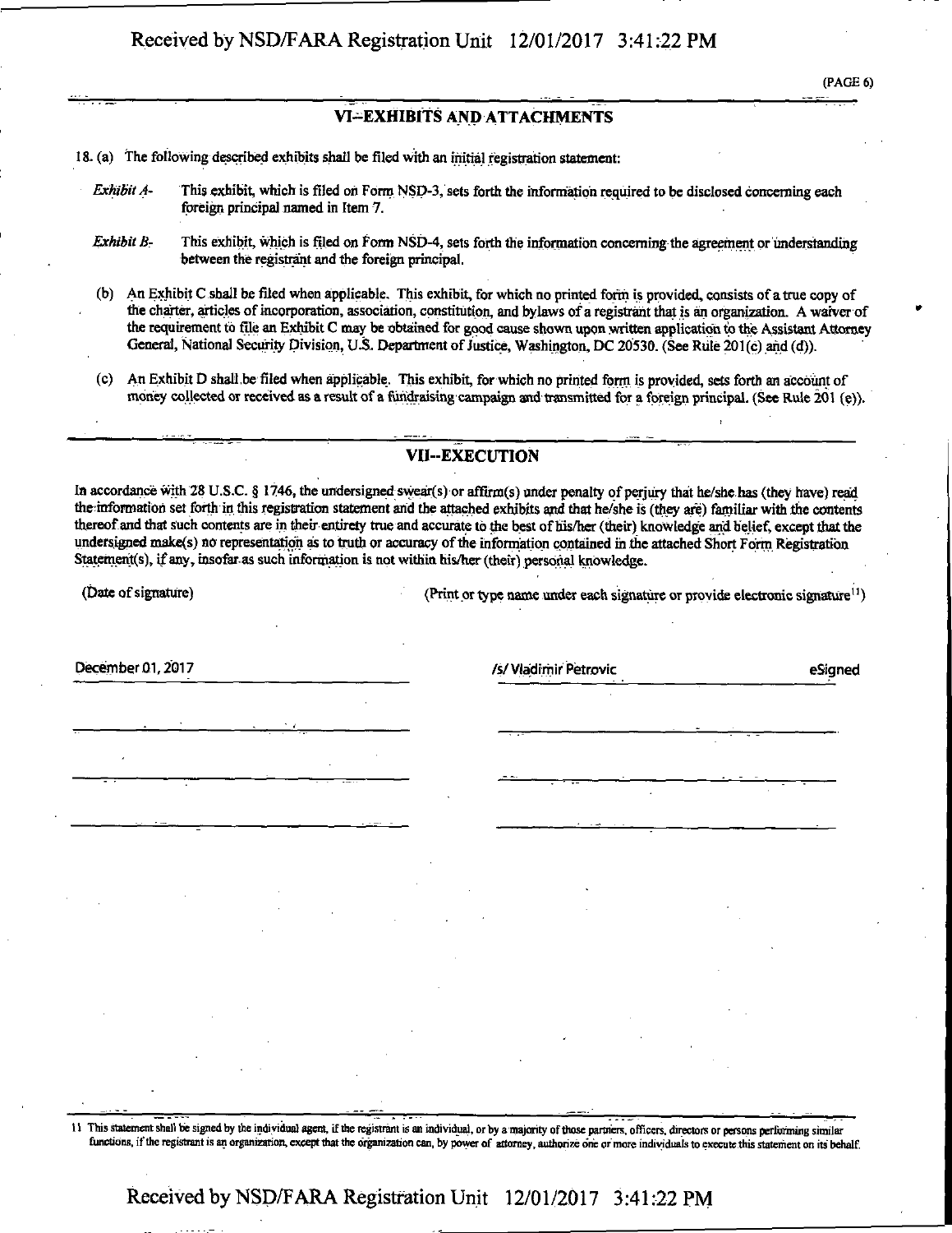## VI--EXHIBITS AND ATTACHMENTS

18. (a) The following described exhibits shall be filed with an initial registration statement:

*Exhibit A-* This exhibit, which is filed on Form NSD-3, sets forth the information required to be disclosed concerning each foreign principal named in Item 7.

*Exhibit B-* This exhibit, which is filed on Form NSD-4, sets forth the information concerning the agreement or understanding between the registrant and the foreign principal.

(b) An Exhibit C shall be filed when applicable. This exhibit, for which no printed form is provided, consists of a true copy of the charter, articles of incorporation, association, constitution, and bylaws of a registrant that is an organization. A waiver of the requirement to file an Exhibit C may be obtained for good cause shown upon written application to the Assistant Attorney General, National Security Division, U.S. Department of Justice, Washington, DC 20530. (See Rule 201(c) and (d)).

(c) An Exhibit D shall be filed when applicable. This exhibit, for which no printed form is provided, sets forth an account of money collected or received as a result of a fundraising campaign and transmitted for a foreign principal. (See Rule 201 (e)).

## VII--EXECUTION

In accordance with 28 U.S.C. § 1746, the undersigned swear(s) or affirm(s) under penalty of perjury that he/she has (they have) read the information set forth in this registration statement and the attached exhibits and that he/she is (they are) familiar with the contents thereof and that such contents are in their entirety true and accurate to the best of his/her (their) knowledge and belief, except that the undersigned make(s) no representation as to truth or accuracy of the information contained in the attached Short Form Registration Statement(s), if any, insofar as such information is not within his/her (their) personal knowledge.

| (Date of signature) | (Print or type name under each signature or provide electronic signature[11]) |
|---|---|
| December 01, 2017 | /s/ Vladimir Petrovic eSigned |
| | |
| | |
| | |

11 This statement shall be signed by the individual agent, if the registrant is an individual, or by a majority of those partners, officers, directors or persons performing similar functions, if the registrant is an organization, except that the organization can, by power of attorney, authorize one or more individuals to execute this statement on its behalf.